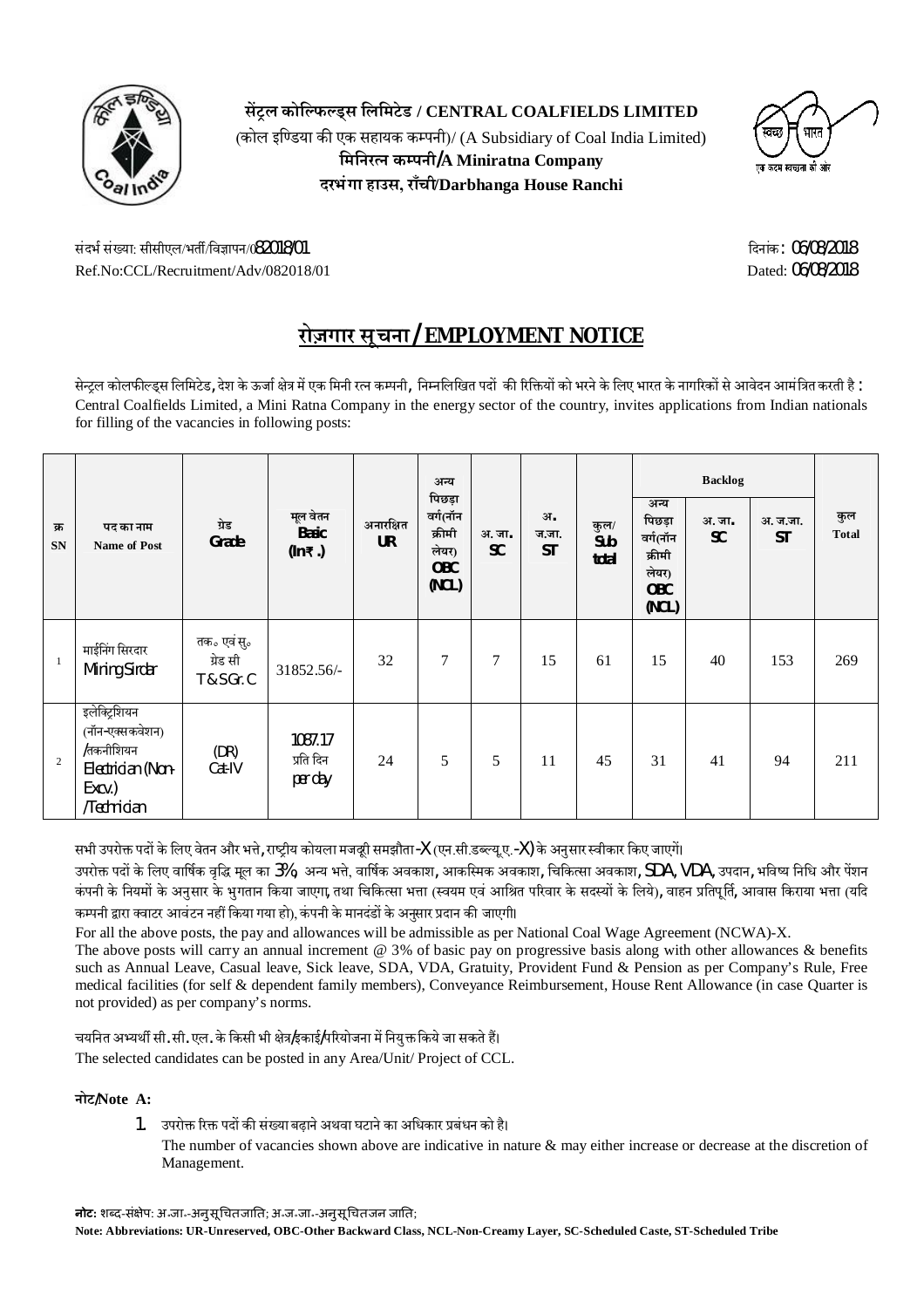**सेंट्रल कोल्फिल्ड्स लिमिटेड / CENTRAL COALFIELDS LIMITED**

(कोल इण्डिया की एक सहायक कम्पनी)/ (A Subsidiary of Coal India Limited)

**मिनिरत्न कम्पनी/A Miniratna Company**

**दरभंगा हाउस, राँची/Darbhanga House Ranchi**

संदर्भ संख्या: सीसीएल/भर्ती/विज्ञापन/082018/01 | दिनांक: 06/08/2018

Ref.No:CCL/Recruitment/Adv/082018/01 | Dated: 06/08/2018

# रोज़गार सूचना / EMPLOYMENT NOTICE

सेन्ट्रल कोलफील्ड्स लिमिटेड, देश के ऊर्जा क्षेत्र में एक मिनी रत्न कम्पनी, निम्नलिखित पदों की रिक्तियों को भरने के लिए भारत के नागरिकों से आवेदन आमंत्रित करती है :

Central Coalfields Limited, a Mini Ratna Company in the energy sector of the country, invites applications from Indian nationals for filling of the vacancies in following posts:

| क्र SN | पद का नाम Name of Post | ग्रेड Grade | मूल वेतन Basic (In ₹.) | अनारक्षित UR | अन्य पिछड़ा वर्ग(नॉन क्रीमी लेयर) OBC (NCL) | अ.जा. SC | अ.ज.जा. ST | कुल/ Sub total | Backlog | | | कुल Total |
|---|---|---|---|---|---|---|---|---|---|---|---|---|
| | | | | | | | | | अन्य पिछड़ा वर्ग(नॉन क्रीमी लेयर) OBC (NCL) | अ.जा. SC | अ.ज.जा. ST | |
| 1 | माईनिंग सिरदार Mining Sirdar | तक० एवं सु० ग्रेड सी T&S Gr. C | 31852.56/- | 32 | 7 | 7 | 15 | 61 | 15 | 40 | 153 | 269 |
| 2 | इलेक्ट्रिशियन (नॉन-एक्सकवेशन) /तकनीशियन Electrician (Non-Excv.) /Technician | (DR) Cat-IV | 1087.17 प्रति दिन per day | 24 | 5 | 5 | 11 | 45 | 31 | 41 | 94 | 211 |

सभी उपरोक्त पदों के लिए वेतन और भत्ते, राष्ट्रीय कोयला मजदूरी समझौता-X (एन.सी.डब्ल्यू.ए.-X) के अनुसार स्वीकार किए जाएगें।

उपरोक्त पदों के लिए वार्षिक वृद्धि मूल का 3%, अन्य भत्ते, वार्षिक अवकाश, आकस्मिक अवकाश, चिकित्सा अवकाश, SDA, VDA, उपदान, भविष्य निधि और पेंशन कंपनी के नियमों के अनुसार के भुगतान किया जाएगा, तथा चिकित्सा भत्ता (स्वयम एवं आश्रित परिवार के सदस्यों के लिये), वाहन प्रतिपूर्ति, आवास किराया भत्ता (यदि कम्पनी द्वारा क्वाटर आवंटन नहीं किया गया हो), कंपनी के मानदंडों के अनुसार प्रदान की जाएगी।

For all the above posts, the pay and allowances will be admissible as per National Coal Wage Agreement (NCWA)-X.

The above posts will carry an annual increment @ 3% of basic pay on progressive basis along with other allowances & benefits such as Annual Leave, Casual leave, Sick leave, SDA, VDA, Gratuity, Provident Fund & Pension as per Company's Rule, Free medical facilities (for self & dependent family members), Conveyance Reimbursement, House Rent Allowance (in case Quarter is not provided) as per company's norms.

चयनित अभ्यर्थी सी.सी.एल. के किसी भी क्षेत्र/इकाई/परियोजना में नियुक्त किये जा सकते हैं।

The selected candidates can be posted in any Area/Unit/ Project of CCL.

**नोट/Note A:**

1. उपरोक्त रिक्त पदों की संख्या बढ़ाने अथवा घटाने का अधिकार प्रबंधन को है।
   The number of vacancies shown above are indicative in nature & may either increase or decrease at the discretion of Management.

**नोट:** शब्द-संक्षेप: अ.जा.-अनुसूचितजाति; अ.ज.जा.-अनुसूचितजन जाति;

**Note: Abbreviations: UR-Unreserved, OBC-Other Backward Class, NCL-Non-Creamy Layer, SC-Scheduled Caste, ST-Scheduled Tribe**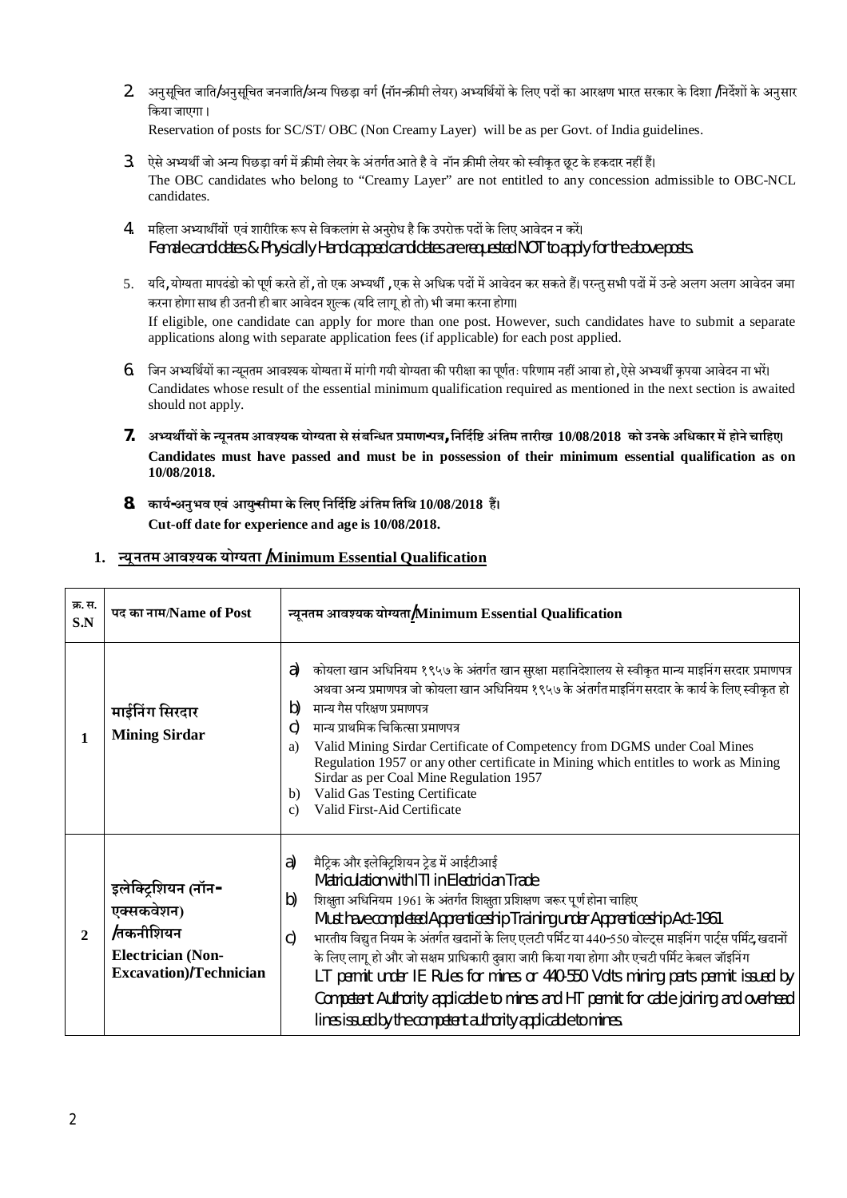2. अनुसूचित जाति/अनुसूचित जनजाति/अन्य पिछड़ा वर्ग (नॉन-क्रीमी लेयर) अभ्यर्थियों के लिए पदों का आरक्षण भारत सरकार के दिशा /निर्देशों के अनुसार किया जाएगा।
   Reservation of posts for SC/ST/ OBC (Non Creamy Layer) will be as per Govt. of India guidelines.

3. ऐसे अभ्यर्थी जो अन्य पिछड़ा वर्ग में क्रीमी लेयर के अंतर्गत आते है वे नॉन क्रीमी लेयर को स्वीकृत छूट के हकदार नहीं हैं।
   The OBC candidates who belong to "Creamy Layer" are not entitled to any concession admissible to OBC-NCL candidates.

4. महिला अभ्यार्थीयों एवं शारीरिक रूप से विकलांग से अनुरोध है कि उपरोक्त पदों के लिए आवेदन न करें।
   Female candidates & Physically Handicapped candidates are requested NOT to apply for the above posts.

5. यदि, योग्यता मापदंडो को पूर्ण करते हों, तो एक अभ्यर्थी, एक से अधिक पदों में आवेदन कर सकते हैं। परन्तु सभी पदों में उन्हे अलग अलग आवेदन जमा करना होगा साथ ही उतनी ही बार आवेदन शुल्क (यदि लागू हो तो) भी जमा करना होगा।
   If eligible, one candidate can apply for more than one post. However, such candidates have to submit a separate applications along with separate application fees (if applicable) for each post applied.

6. जिन अभ्यर्थियों का न्यूनतम आवश्यक योग्यता में मांगी गयी योग्यता की परीक्षा का पूर्णतः परिणाम नहीं आया हो, ऐसे अभ्यर्थी कृपया आवेदन ना भरें।
   Candidates whose result of the essential minimum qualification required as mentioned in the next section is awaited should not apply.

7. **अभ्यर्थीयों के न्यूनतम आवश्यक योग्यता से संबन्धित प्रमाण-पत्र, निर्दिष्ट अंतिम तारीख 10/08/2018 को उनके अधिकार में होने चाहिए।**
   **Candidates must have passed and must be in possession of their minimum essential qualification as on 10/08/2018.**

8. **कार्य-अनुभव एवं आयु-सीमा के लिए निर्दिष्ट अंतिम तिथि 10/08/2018 हैं।**
   **Cut-off date for experience and age is 10/08/2018.**

## 1. न्यूनतम आवश्यक योग्यता /Minimum Essential Qualification

| क्र. स. S.N | पद का नाम/Name of Post | न्यूनतम आवश्यक योग्यता/Minimum Essential Qualification |
|---|---|---|
| 1 | **माईनिंग सिरदार** **Mining Sirdar** | a) कोयला खान अधिनियम १९५७ के अंतर्गत खान सुरक्षा महानिदेशालय से स्वीकृत मान्य माइनिंग सरदार प्रमाणपत्र अथवा अन्य प्रमाणपत्र जो कोयला खान अधिनियम १९५७ के अंतर्गत माइनिंग सरदार के कार्य के लिए स्वीकृत हो<br>b) मान्य गैस परिक्षण प्रमाणपत्र<br>c) मान्य प्राथमिक चिकित्सा प्रमाणपत्र<br>a) Valid Mining Sirdar Certificate of Competency from DGMS under Coal Mines Regulation 1957 or any other certificate in Mining which entitles to work as Mining Sirdar as per Coal Mine Regulation 1957<br>b) Valid Gas Testing Certificate<br>c) Valid First-Aid Certificate |
| 2 | **इलेक्ट्रिशियन (नॉन-एक्सकवेशन) /तकनीशियन** **Electrician (Non-Excavation)/Technician** | a) मैट्रिक और इलेक्ट्रिशियन ट्रेड में आईटीआई<br>Matriculation with ITI in Electrician Trade<br>b) शिक्षुता अधिनियम 1961 के अंतर्गत शिक्षुता प्रशिक्षण जरूर पूर्ण होना चाहिए<br>Must have completed Apprenticeship Training under Apprenticeship Act-1961<br>c) भारतीय विद्युत नियम के अंतर्गत खदानों के लिए एलटी परमिट या 440-550 वोल्ट्स माइनिंग पार्ट्स परमिट, खदानों के लिए लागू हो और जो सक्षम प्राधिकारी द्वारा जारी किया गया होगा और एचटी परमिट केबल जॉइनिंग<br>LT permit under IE Rules for mines or 440-550 Volts mining parts permit issued by Competent Authority applicable to mines and HT permit for cable joining and overhead lines issued by the competent authority applicable to mines. |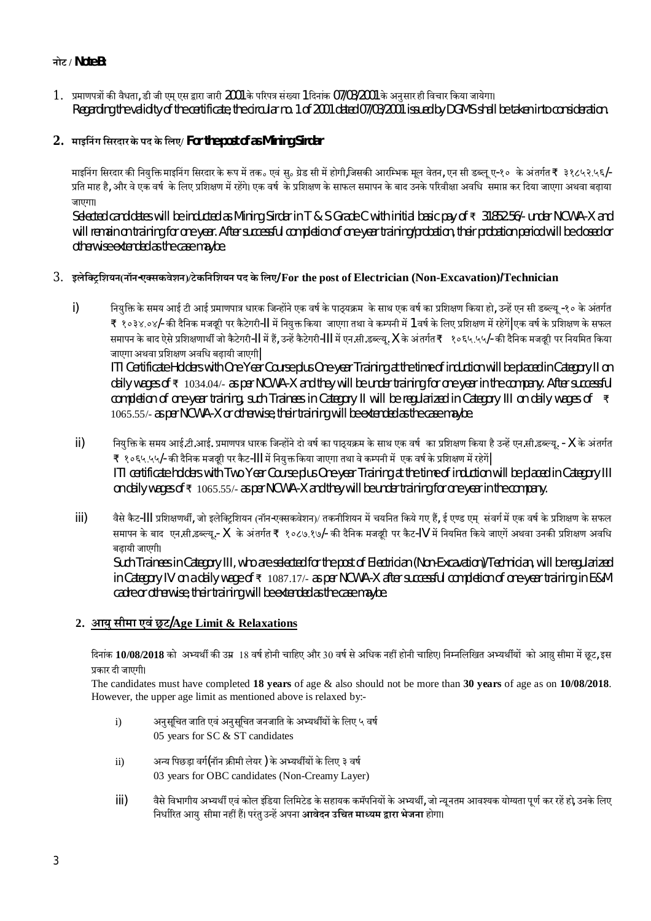**नोट / Note B:**

1. प्रमाणपत्रों की वैधता, डी जी एम् एस द्वारा जारी 2001 के परिपत्र संख्या 1 दिनांक 07/03/2001 के अनुसार ही विचार किया जायेगा।
   Regarding the validity of the certificate, the circular no. 1 of 2001 dated 07/03/2001 issued by DGMS shall be taken into consideration.

2. **माइनिंग सिरदार के पद के लिए/ For the post of as Mining Sirdar**

   माइनिंग सिरदार की नियुक्ति माइनिंग सिरदार के रूप में तक० एवं सु० ग्रेड सी में होगी, जिसकी आरम्भिक मूल वेतन, एन सी डब्लू ए-१० के अंतर्गत ₹ ३१८५२.५६/- प्रति माह है, और वे एक वर्ष के लिए प्रशिक्षण में रहेंगे। एक वर्ष के प्रशिक्षण के साफल समापन के बाद उनके परिवीक्षा अवधि समाप्त कर दिया जाएगा अथवा बढ़ाया जाएगा।

   Selected candidates will be inducted as Mining Sirdar in T & S Grade C with initial basic pay of ₹ 31852.56/- under NCWA-X and will remain on training for one year. After successful completion of one-year training/probation, their probation period will be closed or otherwise extended as the case may be.

3. **इलेक्ट्रिशियन(नॉन-एक्सकवेशन)/टेकनिशियन पद के लिए/For the post of Electrician (Non-Excavation)/Technician**

   i) नियुक्ति के समय आई टी आई प्रमाणपत्र धारक जिन्होंने एक वर्ष के पाठ्यक्रम के साथ एक वर्ष का प्रशिक्षण किया हो, उन्हें एन सी डब्ल्यू -१० के अंतर्गत ₹ १०३४.०४/- की दैनिक मजदूरी पर कैटेगरी-II में नियुक्त किया जाएगा तथा वे कम्पनी में 1 वर्ष के लिए प्रशिक्षण में रहेंगें। एक वर्ष के प्रशिक्षण के सफल समापन के बाद ऐसे प्रशिक्षणार्थी जो कैटेगरी-II में हैं, उन्हें कैटेगरी-III में एन.सी.डब्ल्यू. X के अंतर्गत ₹ १०६५.५५/- की दैनिक मजदूरी पर नियमित किया जाएगा अथवा प्रशिक्षण अवधि बढ़ायी जाएगी।

      ITI Certificate Holders with One Year Course plus One-year Training at the time of induction will be placed in Category II on daily wages of ₹ 1034.04/- as per NCWA-X and they will be under training for one year in the company. After successful completion of one-year training, such Trainees in Category II will be regularized in Category III on daily wages of ₹ 1065.55/- as per NCWA-X or otherwise, their training will be extended as the case may be.

   ii) नियुक्ति के समय आई.टी.आई. प्रमाणपत्र धारक जिन्होंने दो वर्ष का पाठ्यक्रम के साथ एक वर्ष का प्रशिक्षण किया है उन्हें एन.सी.डब्ल्यू. - X के अंतर्गत ₹ १०६५.५५/- की दैनिक मजदूरी पर कैट-III में नियुक्त किया जाएगा तथा वे कम्पनी में एक वर्ष के प्रशिक्षण में रहेंगें।

      ITI certificate holders with Two Year Course plus One-year Training at the time of induction will be placed in Category III on daily wages of ₹ 1065.55/- as per NCWA-X and they will be under training for one year in the company.

   iii) वैसे कैट-III प्रशिक्षणर्थी, जो इलेक्ट्रिशियन (नॉन-एक्सकवेशन)/ तकनीशियन में चयनित किये गए हैं, ई एण्ड एम् संवर्ग में एक वर्ष के प्रशिक्षण के सफल समापन के बाद एन.सी.डब्ल्यू.- X के अंतर्गत ₹ १०८७.१७/- की दैनिक मजदूरी पर कैट-IV में नियमित किये जाएगें अथवा उनकी प्रशिक्षण अवधि बढ़ायी जाएगी।

      Such Trainees in Category III, who are selected for the post of Electrician (Non-Excavation)/Technician, will be regularized in Category IV on a daily wage of ₹ 1087.17/- as per NCWA-X after successful completion of one-year training in E&M cadre or otherwise, their training will be extended as the case may be.

**2. आयु सीमा एवं छूट/Age Limit & Relaxations**

दिनांक **10/08/2018** को अभ्यर्थी की उम्र 18 वर्ष होनी चाहिए और 30 वर्ष से अधिक नहीं होनी चाहिए। निम्नलिखित अभ्यर्थीयों को आयु सीमा में छूट, इस प्रकार दी जाएगी।

The candidates must have completed **18 years** of age & also should not be more than **30 years** of age as on **10/08/2018**. However, the upper age limit as mentioned above is relaxed by:-

i) अनुसूचित जाति एवं अनुसूचित जनजाति के अभ्यर्थीयों के लिए ५ वर्ष
   05 years for SC & ST candidates

ii) अन्य पिछड़ा वर्ग(नॉन क्रीमी लेयर ) के अभ्यर्थीयों के लिए ३ वर्ष
   03 years for OBC candidates (Non-Creamy Layer)

iii) वैसे विभागीय अभ्यर्थी एवं कोल इंडिया लिमिटेड के सहायक कमॅपनियों के अभ्यर्थी, जो न्यूनतम आवश्यक योग्यता पूर्ण कर रहें हो, उनके लिए निर्धारित आयु सीमा नहीं हैं। परंतु उन्हें अपना **आवेदन उचित माध्यम द्वारा भेजना** होगा।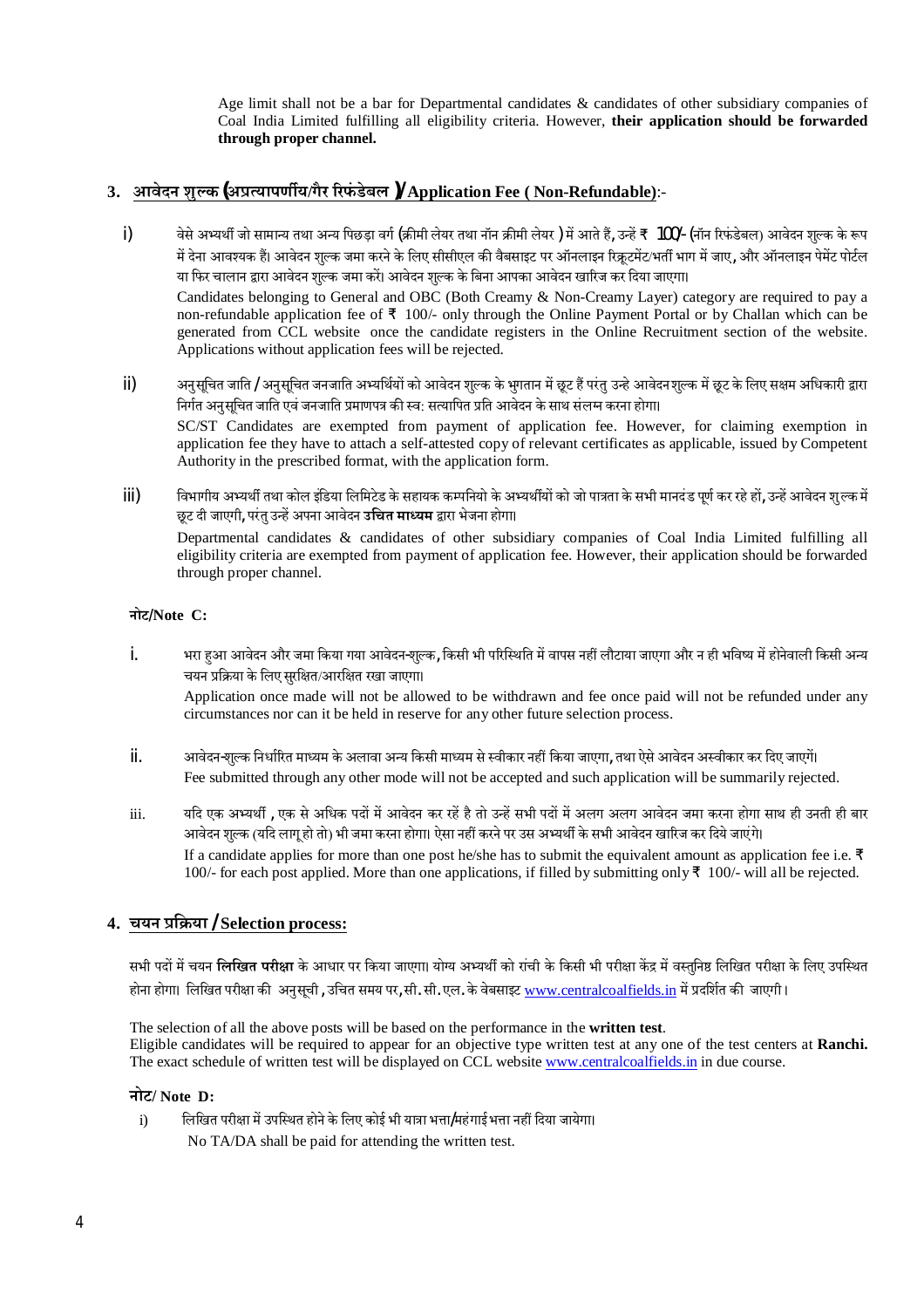Age limit shall not be a bar for Departmental candidates & candidates of other subsidiary companies of Coal India Limited fulfilling all eligibility criteria. However, **their application should be forwarded through proper channel.**

## 3. आवेदन शुल्क (अप्रत्यापर्णीय/गैर रिफंडेबल )/Application Fee ( Non-Refundable):-

i) वेसे अभ्यर्थी जो सामान्य तथा अन्य पिछड़ा वर्ग (क्रीमी लेयर तथा नॉन क्रीमी लेयर ) में आते हैं, उन्हें ₹ 100/- (नॉन रिफंडेबल) आवेदन शुल्क के रूप में देना आवश्यक हैं। आवेदन शुल्क जमा करने के लिए सीसीएल की वैबसाइट पर ऑनलाइन रिक्रूटमेंट/भर्ती भाग में जाए, और ऑनलाइन पेमेंट पोर्टल या फिर चालान द्वारा आवेदन शुल्क जमा करें। आवेदन शुल्क के बिना आपका आवेदन खारिज कर दिया जाएगा।

Candidates belonging to General and OBC (Both Creamy & Non-Creamy Layer) category are required to pay a non-refundable application fee of ₹ 100/- only through the Online Payment Portal or by Challan which can be generated from CCL website once the candidate registers in the Online Recruitment section of the website. Applications without application fees will be rejected.

ii) अनुसूचित जाति / अनुसूचित जनजाति अभ्यर्थियों को आवेदन शुल्क के भुगतान में छूट हैं परंतु उन्हे आवेदन शुल्क में छूट के लिए सक्षम अधिकारी द्वारा निर्गत अनुसूचित जाति एवं जनजाति प्रमाणपत्र की स्व: सत्यापित प्रति आवेदन के साथ संलग्न करना होगा।

SC/ST Candidates are exempted from payment of application fee. However, for claiming exemption in application fee they have to attach a self-attested copy of relevant certificates as applicable, issued by Competent Authority in the prescribed format, with the application form.

iii) विभागीय अभ्यर्थी तथा कोल इंडिया लिमिटेड के सहायक कम्पनियो के अभ्यर्थियों को जो पात्रता के सभी मानदंड पूर्ण कर रहे हों, उन्हें आवेदन शुल्क में छूट दी जाएगी, परंतु उन्हें अपना आवेदन **उचित माध्यम** द्वारा भेजना होगा।

Departmental candidates & candidates of other subsidiary companies of Coal India Limited fulfilling all eligibility criteria are exempted from payment of application fee. However, their application should be forwarded through proper channel.

**नोट/Note C:**

i. भरा हुआ आवेदन और जमा किया गया आवेदन-शुल्क, किसी भी परिस्थिति में वापस नहीं लौटाया जाएगा और न ही भविष्य में होनेवाली किसी अन्य चयन प्रक्रिया के लिए सुरक्षित/आरक्षित रखा जाएगा।

Application once made will not be allowed to be withdrawn and fee once paid will not be refunded under any circumstances nor can it be held in reserve for any other future selection process.

ii. आवेदन-शुल्क निर्धारित माध्यम के अलावा अन्य किसी माध्यम से स्वीकार नहीं किया जाएगा, तथा ऐसे आवेदन अस्वीकार कर दिए जाएगें।

Fee submitted through any other mode will not be accepted and such application will be summarily rejected.

iii. यदि एक अभ्यर्थी , एक से अधिक पदों में आवेदन कर रहें है तो उन्हें सभी पदों में अलग अलग आवेदन जमा करना होगा साथ ही उनती ही बार आवेदन शुल्क (यदि लागू हो तो) भी जमा करना होगा। ऐसा नहीं करने पर उस अभ्यर्थी के सभी आवेदन खारिज कर दिये जाएंगे।

If a candidate applies for more than one post he/she has to submit the equivalent amount as application fee i.e. ₹ 100/- for each post applied. More than one applications, if filled by submitting only ₹ 100/- will all be rejected.

## 4. चयन प्रक्रिया /Selection process:

सभी पदों में चयन **लिखित परीक्षा** के आधार पर किया जाएगा। योग्य अभ्यर्थी को रांची के किसी भी परीक्षा केंद्र में वस्तुनिष्ठ लिखित परीक्षा के लिए उपस्थित होना होगा। लिखित परीक्षा की अनुसूची , उचित समय पर, सी. सी. एल. के वेबसाइट www.centralcoalfields.in में प्रदर्शित की जाएगी।

The selection of all the above posts will be based on the performance in the **written test**.
Eligible candidates will be required to appear for an objective type written test at any one of the test centers at **Ranchi.** The exact schedule of written test will be displayed on CCL website www.centralcoalfields.in in due course.

**नोट/ Note D:**

i) लिखित परीक्षा में उपस्थित होने के लिए कोई भी यात्रा भत्ता/महंगाई भत्ता नहीं दिया जायेगा।
No TA/DA shall be paid for attending the written test.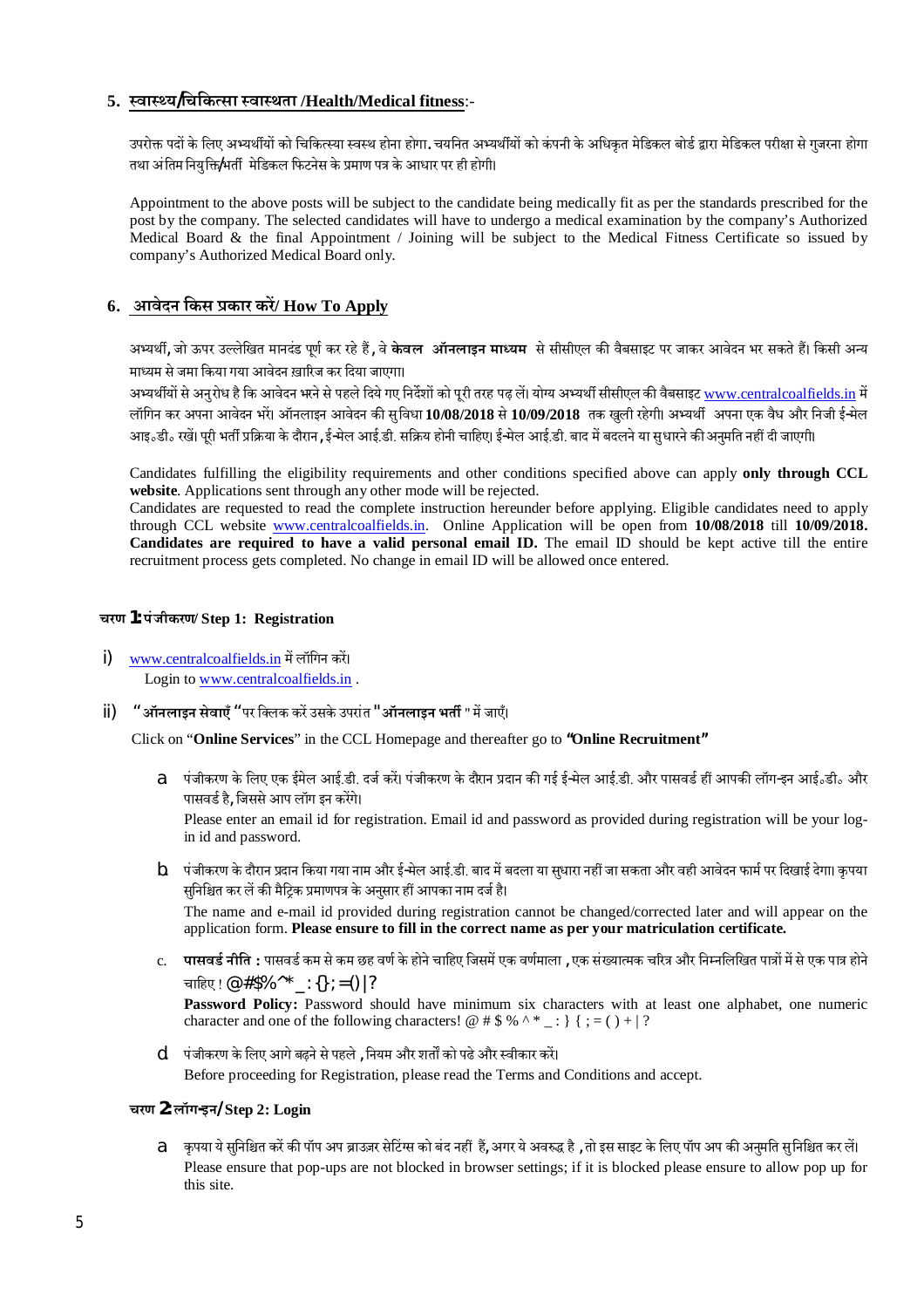## 5. स्वास्थ्य/चिकित्सा स्वास्थता /Health/Medical fitness:-

उपरोक्त पदों के लिए अभ्यर्थियों को चिकित्स्या स्वस्थ होना होगा. चयनित अभ्यर्थियों को कंपनी के अधिकृत मेडिकल बोर्ड द्वारा मेडिकल परीक्षा से गुजरना होगा तथा अंतिम नियुक्ति/भर्ती मेडिकल फिटनेस के प्रमाण पत्र के आधार पर ही होगी।

Appointment to the above posts will be subject to the candidate being medically fit as per the standards prescribed for the post by the company. The selected candidates will have to undergo a medical examination by the company's Authorized Medical Board & the final Appointment / Joining will be subject to the Medical Fitness Certificate so issued by company's Authorized Medical Board only.

## 6. आवेदन किस प्रकार करें/ How To Apply

अभ्यर्थी, जो ऊपर उल्लेखित मानदंड पूर्ण कर रहे हैं, वे **केवल ऑनलाइन माध्यम** से सीसीएल की वैबसाइट पर जाकर आवेदन भर सकते हैं। किसी अन्य माध्यम से जमा किया गया आवेदन ख़ारिज कर दिया जाएगा।

अभ्यर्थियों से अनुरोध है कि आवेदन भरने से पहले दिये गए निर्देशों को पूरी तरह पढ़ लें। योग्य अभ्यर्थी सीसीएल की वैबसाइट www.centralcoalfields.in में लॉगिन कर अपना आवेदन भरें। ऑनलाइन आवेदन की सुविधा **10/08/2018** से **10/09/2018** तक खुली रहेगी। अभ्यर्थी अपना एक वैध और निजी ई-मेल आइ०डी० रखें। पूरी भर्ती प्रक्रिया के दौरान, ई-मेल आई.डी. सक्रिय होनी चाहिए। ई-मेल आई.डी. बाद में बदलने या सुधारने की अनुमति नहीं दी जाएगी।

Candidates fulfilling the eligibility requirements and other conditions specified above can apply **only through CCL website**. Applications sent through any other mode will be rejected.

Candidates are requested to read the complete instruction hereunder before applying. Eligible candidates need to apply through CCL website www.centralcoalfields.in. Online Application will be open from **10/08/2018** till **10/09/2018. Candidates are required to have a valid personal email ID.** The email ID should be kept active till the entire recruitment process gets completed. No change in email ID will be allowed once entered.

### चरण 1: पंजीकरण/ Step 1: Registration

i) www.centralcoalfields.in में लॉगिन करें।
Login to www.centralcoalfields.in .

ii) "**ऑनलाइन सेवाएँ** "पर क्लिक करें उसके उपरांत "**ऑनलाइन भर्ती** " में जाएँ।

Click on "**Online Services**" in the CCL Homepage and thereafter go to "**Online Recruitment**"

a. पंजीकरण के लिए एक ईमेल आई.डी. दर्ज करें। पंजीकरण के दौरान प्रदान की गई ई-मेल आई.डी. और पासवर्ड हीं आपकी लॉग-इन आई०डी० और पासवर्ड है, जिससे आप लॉग इन करेंगे।

   Please enter an email id for registration. Email id and password as provided during registration will be your log-in id and password.

b. पंजीकरण के दौरान प्रदान किया गया नाम और ई-मेल आई.डी. बाद में बदला या सुधारा नहीं जा सकता और वही आवेदन फार्म पर दिखाई देगा। कृपया सुनिश्चित कर लें की मैट्रिक प्रमाणपत्र के अनुसार हीं आपका नाम दर्ज है।

   The name and e-mail id provided during registration cannot be changed/corrected later and will appear on the application form. **Please ensure to fill in the correct name as per your matriculation certificate.**

c. **पासवर्ड नीति :** पासवर्ड कम से कम छह वर्ण के होने चाहिए जिसमें एक वर्णमाला , एक संख्यात्मक चरित्र और निम्नलिखित पात्रों में से एक पात्र होने चाहिए ! @#$%^* _ : {}; =()|?

   **Password Policy:** Password should have minimum six characters with at least one alphabet, one numeric character and one of the following characters! @ # $ % ^ * _ : } { ; = ( ) + | ?

d. पंजीकरण के लिए आगे बढ़ने से पहले , नियम और शर्तों को पढे और स्वीकार करें।

   Before proceeding for Registration, please read the Terms and Conditions and accept.

### चरण 2: लॉग-इन/ Step 2: Login

a. कृपया ये सुनिश्चित करें की पॉप अप ब्राउज़र सेटिंग्स को बंद नहीं हैं, अगर ये अवरुद्ध है , तो इस साइट के लिए पॉप अप की अनुमति सुनिश्चित कर लें।

   Please ensure that pop-ups are not blocked in browser settings; if it is blocked please ensure to allow pop up for this site.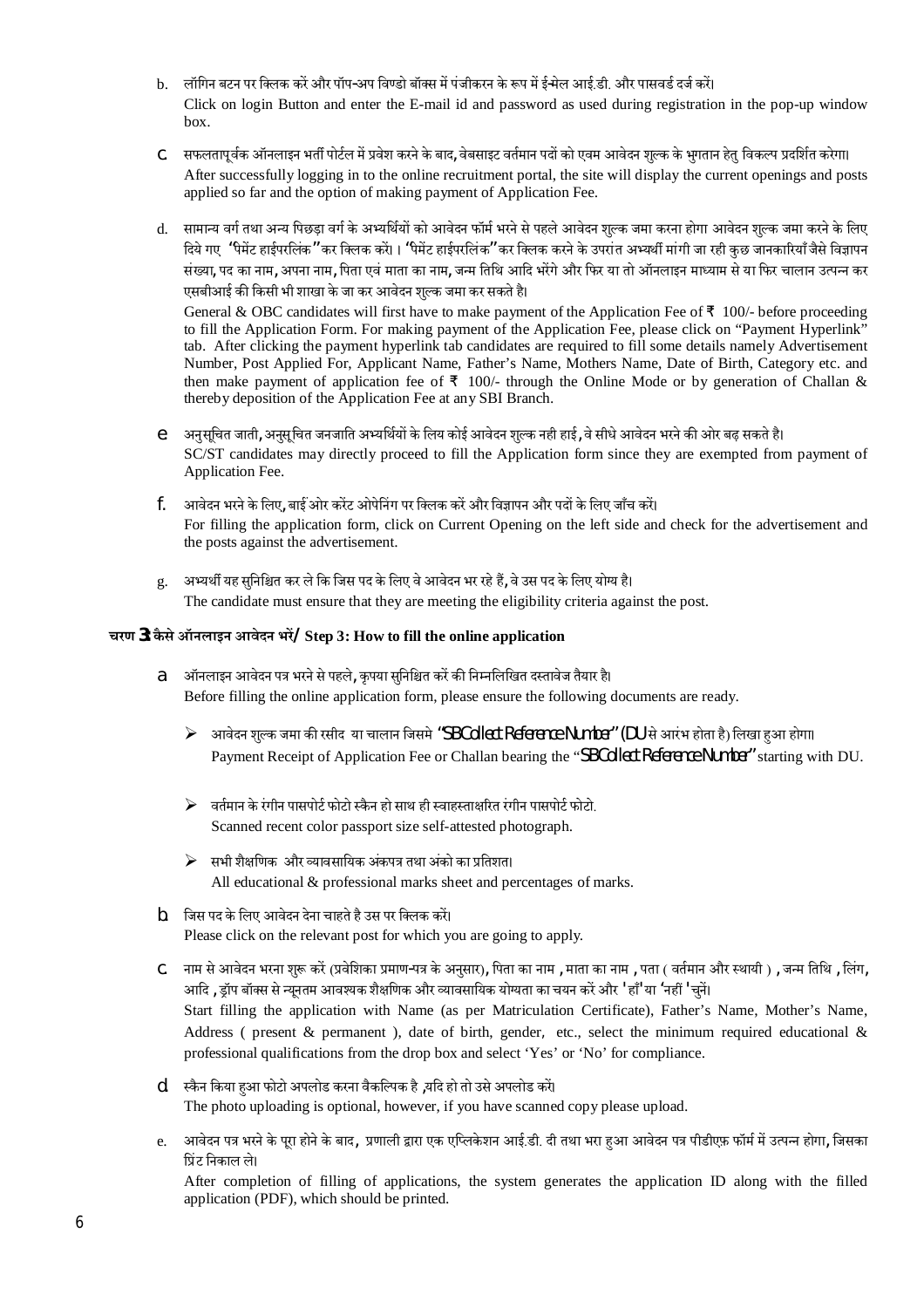b. लॉगिन बटन पर क्लिक करें और पॉप-अप विण्डो बॉक्स में पंजीकरन के रूप में ईमेल आई.डी. और पासवर्ड दर्ज करें।
Click on login Button and enter the E-mail id and password as used during registration in the pop-up window box.

c. सफलतापूर्वक ऑनलाइन भर्ती पोर्टल में प्रवेश करने के बाद, वेबसाइट वर्तमान पदों को एवम आवेदन शुल्क के भुगतान हेतु विकल्प प्रदर्शित करेगा।
After successfully logging in to the online recruitment portal, the site will display the current openings and posts applied so far and the option of making payment of Application Fee.

d. सामान्य वर्ग तथा अन्य पिछड़ा वर्ग के अभ्यर्थियों को आवेदन फॉर्म भरने से पहले आवेदन शुल्क जमा करना होगा आवेदन शुल्क जमा करने के लिए दिये गए "पेमेंट हाईपरलिंक" कर क्लिक करें। "पेमेंट हाईपरलिंक" कर क्लिक करने के उपरांत अभ्यर्थी मांगी जा रही कुछ जानकारियाँ जैसे विज्ञापन संख्या, पद का नाम, अपना नाम, पिता एवं माता का नाम, जन्म तिथि आदि भरेंगे और फिर या तो ऑनलाइन माध्यम से या फिर चालान उत्पन्न कर एसबीआई की किसी भी शाखा के जा कर आवेदन शुल्क जमा कर सकते है।
General & OBC candidates will first have to make payment of the Application Fee of ₹ 100/- before proceeding to fill the Application Form. For making payment of the Application Fee, please click on "Payment Hyperlink" tab. After clicking the payment hyperlink tab candidates are required to fill some details namely Advertisement Number, Post Applied For, Applicant Name, Father's Name, Mothers Name, Date of Birth, Category etc. and then make payment of application fee of ₹ 100/- through the Online Mode or by generation of Challan & thereby deposition of the Application Fee at any SBI Branch.

e. अनुसूचित जाती, अनुसूचित जनजाति अभ्यर्थियों के लिय कोई आवेदन शुल्क नही हाई, वे सीधे आवेदन भरने की ओर बढ़ सकते है।
SC/ST candidates may directly proceed to fill the Application form since they are exempted from payment of Application Fee.

f. आवेदन भरने के लिए, बाईं ओर करेंट ओपेनिंग पर क्लिक करें और विज्ञापन और पदों के लिए जाँच करें।
For filling the application form, click on Current Opening on the left side and check for the advertisement and the posts against the advertisement.

g. अभ्यर्थी यह सुनिश्चित कर ले कि जिस पद के लिए वे आवेदन भर रहे हैं, वे उस पद के लिए योग्य है।
The candidate must ensure that they are meeting the eligibility criteria against the post.

### चरण 3: कैसे ऑनलाइन आवेदन भरें / Step 3: How to fill the online application

a. ऑनलाइन आवेदन पत्र भरने से पहले, कृपया सुनिश्चित करें की निम्नलिखित दस्तावेज तैयार है।
Before filling the online application form, please ensure the following documents are ready.

- आवेदन शुल्क जमा की रसीद या चालान जिसमे "SBCollect Reference Number" (DU से आरंभ होता है) लिखा हुआ होगा।
  Payment Receipt of Application Fee or Challan bearing the "SBCollect Reference Number" starting with DU.
- वर्तमान के रंगीन पासपोर्ट फोटो स्कैन हो साथ ही स्वाहस्ताक्षरित रंगीन पासपोर्ट फोटो.
  Scanned recent color passport size self-attested photograph.
- सभी शैक्षणिक और व्यावसायिक अंकपत्र तथा अंको का प्रतिशत।
  All educational & professional marks sheet and percentages of marks.

b. जिस पद के लिए आवेदन देना चाहते है उस पर क्लिक करें।
Please click on the relevant post for which you are going to apply.

c. नाम से आवेदन भरना शुरू करें (प्रवेशिका प्रमाण-पत्र के अनुसार), पिता का नाम, माता का नाम, पता ( वर्तमान और स्थायी ), जन्म तिथि, लिंग, आदि, ड्रॉप बॉक्स से न्यूनतम आवश्यक शैक्षणिक और व्यावसायिक योग्यता का चयन करें और 'हाँ' या 'नहीं' चुनें।
Start filling the application with Name (as per Matriculation Certificate), Father's Name, Mother's Name, Address ( present & permanent ), date of birth, gender, etc., select the minimum required educational & professional qualifications from the drop box and select 'Yes' or 'No' for compliance.

d. स्कैन किया हुआ फोटो अपलोड करना वैकल्पिक है, यदि हो तो उसे अपलोड करें।
The photo uploading is optional, however, if you have scanned copy please upload.

e. आवेदन पत्र भरने के पूरा होने के बाद, प्रणाली द्वारा एक एप्लिकेशन आई.डी. दी तथा भरा हुआ आवेदन पत्र पीडीएफ़ फॉर्म में उत्पन्न होगा, जिसका प्रिंट निकाल ले।
After completion of filling of applications, the system generates the application ID along with the filled application (PDF), which should be printed.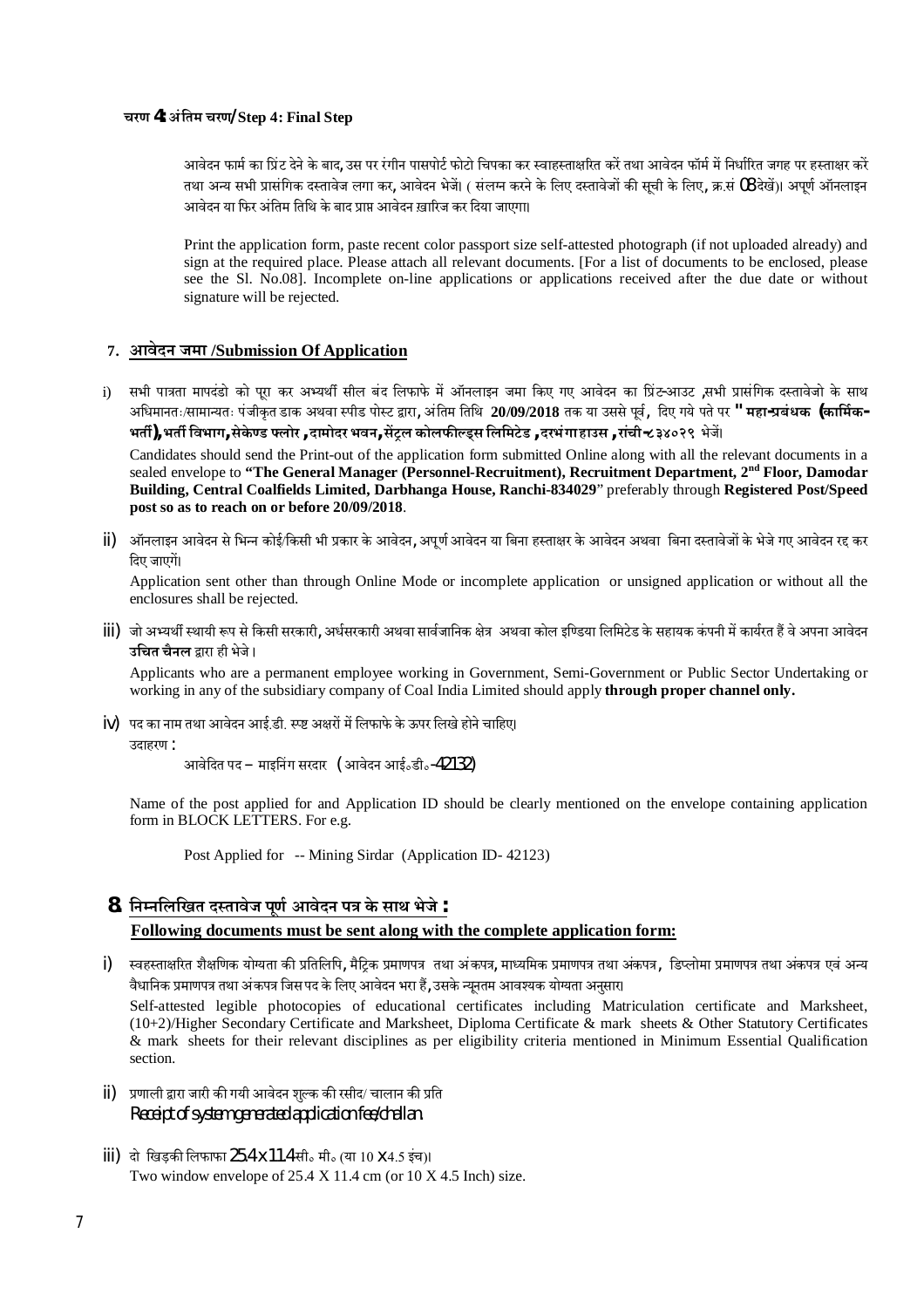**चरण 4: अंतिम चरण/Step 4: Final Step**

आवेदन फार्म का प्रिंट देने के बाद, उस पर रंगीन पासपोर्ट फोटो चिपका कर स्वाहस्ताक्षरित करें तथा आवेदन फॉर्म में निर्धारित जगह पर हस्ताक्षर करें तथा अन्य सभी प्रासंगिक दस्तावेज लगा कर, आवेदन भेजें। ( संलग्न करने के लिए दस्तावेजों की सूची के लिए, क्र.सं 08 देखें)। अपूर्ण ऑनलाइन आवेदन या फिर अंतिम तिथि के बाद प्राप्त आवेदन ख़ारिज कर दिया जाएगा।

Print the application form, paste recent color passport size self-attested photograph (if not uploaded already) and sign at the required place. Please attach all relevant documents. [For a list of documents to be enclosed, please see the Sl. No.08]. Incomplete on-line applications or applications received after the due date or without signature will be rejected.

## 7. आवेदन जमा /Submission Of Application

i) सभी पात्रता मापदंडो को पूरा कर अभ्यर्थी सील बंद लिफाफे में ऑनलाइन जमा किए गए आवेदन का प्रिंट-आउट ,सभी प्रासंगिक दस्तावेजो के साथ अधिमानतः/सामान्यतः पंजीकृत डाक अथवा स्पीड पोस्ट द्वारा, अंतिम तिथि **20/09/2018** तक या उससे पूर्व, दिए गये पते पर **"महा-प्रबंधक (कार्मिक-भर्ती), भर्ती विभाग, सेकेण्ड फ्लोर , दामोदर भवन, सेंट्रल कोलफील्ड्स लिमिटेड , दरभंगा हाउस , रांची-८३४०२९** भेजें।

Candidates should send the Print-out of the application form submitted Online along with all the relevant documents in a sealed envelope to **"The General Manager (Personnel-Recruitment), Recruitment Department, 2nd Floor, Damodar Building, Central Coalfields Limited, Darbhanga House, Ranchi-834029"** preferably through **Registered Post/Speed post so as to reach on or before 20/09/2018**.

ii) ऑनलाइन आवेदन से भिन्न कोई/किसी भी प्रकार के आवेदन, अपूर्ण आवेदन या बिना हस्ताक्षर के आवेदन अथवा बिना दस्तावेजों के भेजे गए आवेदन रद्द कर दिए जाएगें।

Application sent other than through Online Mode or incomplete application or unsigned application or without all the enclosures shall be rejected.

iii) जो अभ्यर्थी स्थायी रूप से किसी सरकारी, अर्धसरकारी अथवा सार्वजानिक क्षेत्र अथवा कोल इण्डिया लिमिटेड के सहायक कंपनी में कार्यरत हैं वे अपना आवेदन **उचित चैनल** द्वारा ही भेजे।

Applicants who are a permanent employee working in Government, Semi-Government or Public Sector Undertaking or working in any of the subsidiary company of Coal India Limited should apply **through proper channel only.**

iv) पद का नाम तथा आवेदन आई.डी. स्पष्ट अक्षरों में लिफाफे के ऊपर लिखे होने चाहिए।

उदाहरण :

आवेदित पद – माइनिंग सरदार (आवेदन आई॰डी॰-42132)

Name of the post applied for and Application ID should be clearly mentioned on the envelope containing application form in BLOCK LETTERS. For e.g.

Post Applied for -- Mining Sirdar (Application ID- 42123)

## 8. निम्नलिखित दस्तावेज पूर्ण आवेदन पत्र के साथ भेजे : Following documents must be sent along with the complete application form:

i) स्वहस्ताक्षरित शैक्षणिक योग्यता की प्रतिलिपि, मैट्रिक प्रमाणपत्र तथा अंकपत्र, माध्यमिक प्रमाणपत्र तथा अंकपत्र, डिप्लोमा प्रमाणपत्र तथा अंकपत्र एवं अन्य वैधानिक प्रमाणपत्र तथा अंकपत्र जिस पद के लिए आवेदन भरा हैं, उसके न्यूनतम आवश्यक योग्यता अनुसार।

Self-attested legible photocopies of educational certificates including Matriculation certificate and Marksheet, (10+2)/Higher Secondary Certificate and Marksheet, Diploma Certificate & mark sheets & Other Statutory Certificates & mark sheets for their relevant disciplines as per eligibility criteria mentioned in Minimum Essential Qualification section.

ii) प्रणाली द्वारा जारी की गयी आवेदन शुल्क की रसीद/ चालान की प्रति

Receipt of system generated application fee/challan

iii) दो खिड़की लिफाफा 25.4 X 11.4 सी॰ मी॰ (या 10 X 4.5 इंच)।

Two window envelope of 25.4 X 11.4 cm (or 10 X 4.5 Inch) size.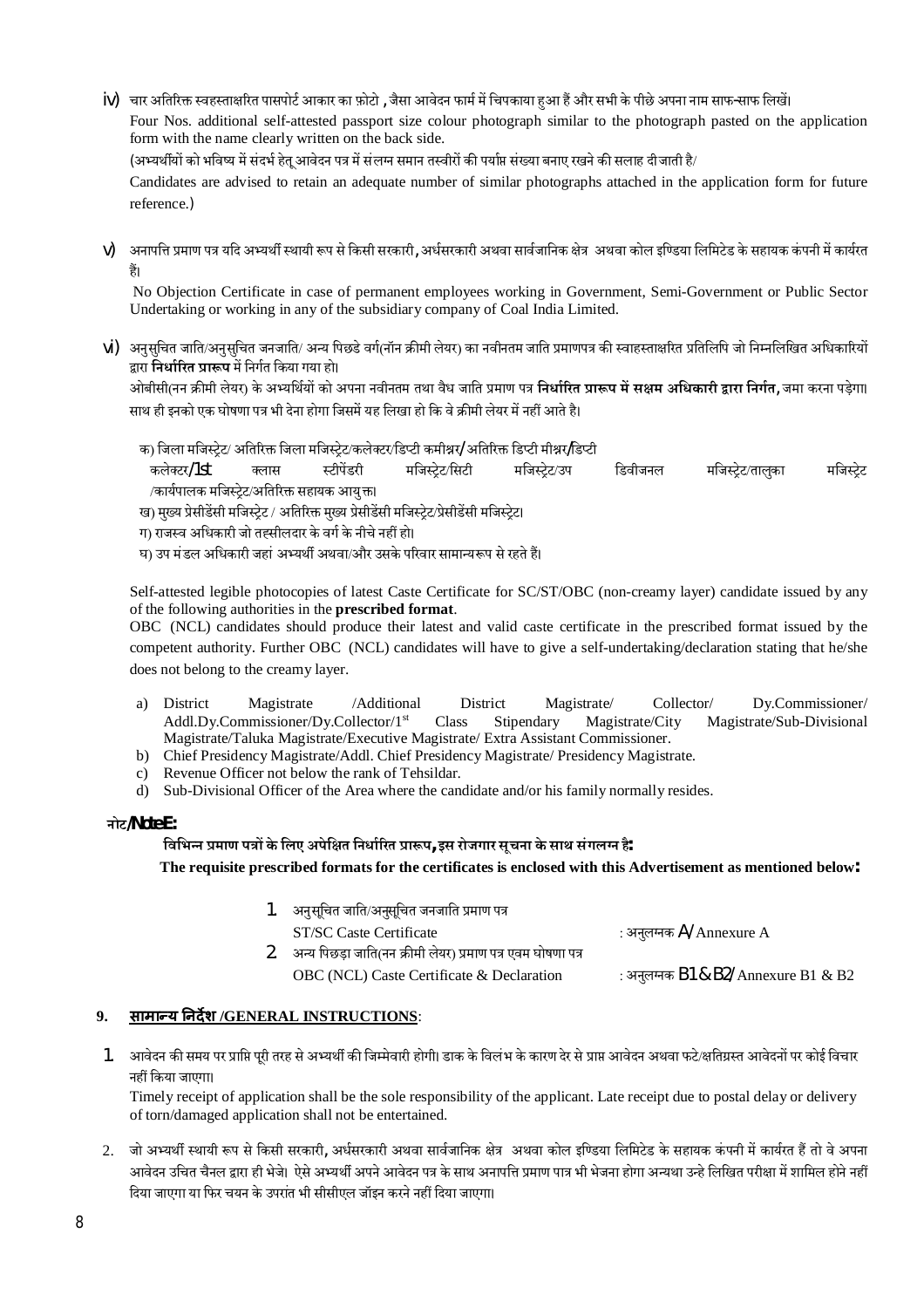iv) चार अतिरिक्त स्वहस्ताक्षरित पासपोर्ट आकार का फ़ोटो , जैसा आवेदन फार्म में चिपकाया हुआ हैं और सभी के पीछे अपना नाम साफ-साफ लिखें।

Four Nos. additional self-attested passport size colour photograph similar to the photograph pasted on the application form with the name clearly written on the back side.

(अभ्यर्थीयों को भविष्य में संदर्भ हेतु आवेदन पत्र में संलग्न समान तस्वीरों की पर्याप्त संख्या बनाए रखने की सलाह दी जाती है/

Candidates are advised to retain an adequate number of similar photographs attached in the application form for future reference.)

v) अनापत्ति प्रमाण पत्र यदि अभ्यर्थी स्थायी रूप से किसी सरकारी, अर्धसरकारी अथवा सार्वजानिक क्षेत्र अथवा कोल इण्डिया लिमिटेड के सहायक कंपनी में कार्यरत हैं।

No Objection Certificate in case of permanent employees working in Government, Semi-Government or Public Sector Undertaking or working in any of the subsidiary company of Coal India Limited.

vi) अनुसुचित जाति/अनुसुचित जनजाति/ अन्य पिछडे वर्ग(नॉन क्रीमी लेयर) का नवीनतम जाति प्रमाणपत्र की स्वाहस्ताक्षरित प्रतिलिपि जो निम्नलिखित अधिकारियों द्वारा **निर्धारित प्रारूप** में निर्गत किया गया हो।

ओबीसी(नन क्रीमी लेयर) के अभ्यर्थियों को अपना नवीनतम तथा वैध जाति प्रमाण पत्र **निर्धारित प्रारूप में सक्षम अधिकारी द्वारा निर्गत**, जमा करना पड़ेगा। साथ ही इनको एक घोषणा पत्र भी देना होगा जिसमें यह लिखा हो कि वे क्रीमी लेयर में नहीं आते है।

क) जिला मजिस्ट्रेट/ अतिरिक्त जिला मजिस्ट्रेट/कलेक्टर/डिप्टी कमीश्नर/ अतिरिक्त डिप्टी मीश्नर/डिप्टी कलेक्टर/1st क्लास स्टीपेंडरी मजिस्ट्रेट/सिटी मजिस्ट्रेट/उप डिवीजनल मजिस्ट्रेट/तालुका मजिस्ट्रेट /कार्यपालक मजिस्ट्रेट/अतिरिक्त सहायक आयुक्त।

ख) मुख्य प्रेसीडेंसी मजिस्ट्रेट / अतिरिक्त मुख्य प्रेसीडेंसी मजिस्ट्रेट/प्रेसीडेंसी मजिस्ट्रेट।

ग) राजस्व अधिकारी जो तहसीलदार के वर्ग के नीचे नहीं हो।

घ) उप मंडल अधिकारी जहां अभ्यर्थी अथवा/और उसके परिवार सामान्यरूप से रहते हैं।

Self-attested legible photocopies of latest Caste Certificate for SC/ST/OBC (non-creamy layer) candidate issued by any of the following authorities in the **prescribed format**.

OBC (NCL) candidates should produce their latest and valid caste certificate in the prescribed format issued by the competent authority. Further OBC (NCL) candidates will have to give a self-undertaking/declaration stating that he/she does not belong to the creamy layer.

a) District Magistrate /Additional District Magistrate/ Collector/ Dy.Commissioner/ Addl.Dy.Commissioner/Dy.Collector/1st Class Stipendary Magistrate/City Magistrate/Sub-Divisional Magistrate/Taluka Magistrate/Executive Magistrate/ Extra Assistant Commissioner.
b) Chief Presidency Magistrate/Addl. Chief Presidency Magistrate/ Presidency Magistrate.
c) Revenue Officer not below the rank of Tehsildar.
d) Sub-Divisional Officer of the Area where the candidate and/or his family normally resides.

**नोट/Note:**

**विभिन्न प्रमाण पत्रों के लिए अपेक्षित निर्धारित प्रारूप, इस रोजगार सूचना के साथ संगलग्न है:**

**The requisite prescribed formats for the certificates is enclosed with this Advertisement as mentioned below:**

1. अनुसूचित जाति/अनुसूचित जनजाति प्रमाण पत्र
   ST/SC Caste Certificate : अनुलग्नक A/ Annexure A
2. अन्य पिछड़ा जाति(नन क्रीमी लेयर) प्रमाण पत्र एवम घोषणा पत्र
   OBC (NCL) Caste Certificate & Declaration : अनुलग्नक B1 & B2/ Annexure B1 & B2

## 9. सामान्य निर्देश /GENERAL INSTRUCTIONS:

1. आवेदन की समय पर प्राप्ति पूरी तरह से अभ्यर्थी की जिम्मेवारी होगी। डाक के विलंभ के कारण देर से प्राप्त आवेदन अथवा फटे/क्षतिग्रस्त आवेदनों पर कोई विचार नहीं किया जाएगा।

   Timely receipt of application shall be the sole responsibility of the applicant. Late receipt due to postal delay or delivery of torn/damaged application shall not be entertained.

2. जो अभ्यर्थी स्थायी रूप से किसी सरकारी, अर्धसरकारी अथवा सार्वजानिक क्षेत्र अथवा कोल इण्डिया लिमिटेड के सहायक कंपनी में कार्यरत हैं तो वे अपना आवेदन उचित चैनल द्वारा ही भेजे। ऐसे अभ्यर्थी अपने आवेदन पत्र के साथ अनापत्ति प्रमाण पात्र भी भेजना होगा अन्यथा उन्हे लिखित परीक्षा में शामिल होने नहीं दिया जाएगा या फिर चयन के उपरांत भी सीसीएल जॉइन करने नहीं दिया जाएगा।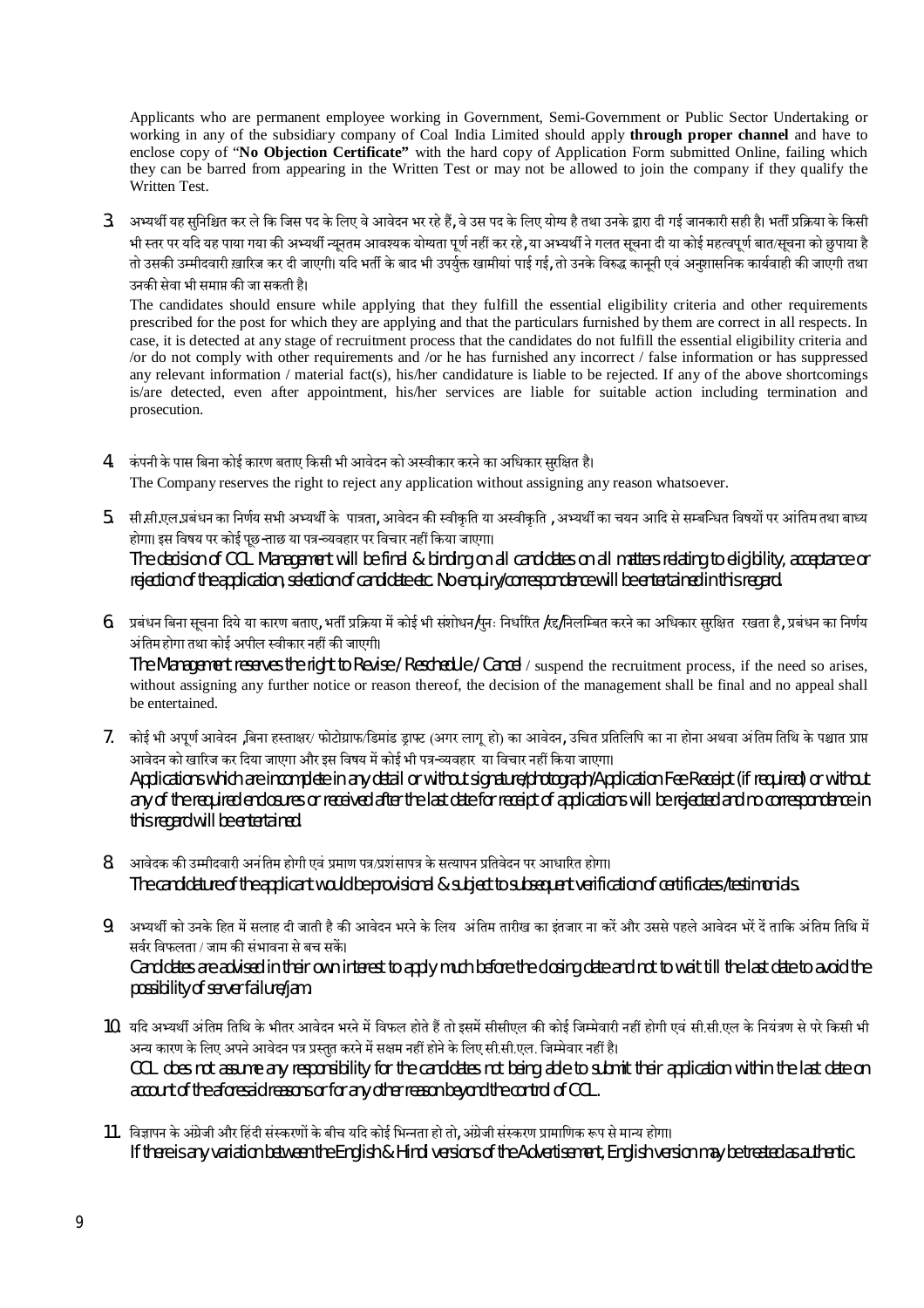Applicants who are permanent employee working in Government, Semi-Government or Public Sector Undertaking or working in any of the subsidiary company of Coal India Limited should apply **through proper channel** and have to enclose copy of "**No Objection Certificate"** with the hard copy of Application Form submitted Online, failing which they can be barred from appearing in the Written Test or may not be allowed to join the company if they qualify the Written Test.

3. अभ्यर्थी यह सुनिश्चित कर ले कि जिस पद के लिए वे आवेदन भर रहे हैं, वे उस पद के लिए योग्य है तथा उनके द्वारा दी गई जानकारी सही है। भर्ती प्रक्रिया के किसी भी स्तर पर यदि यह पाया गया की अभ्यर्थी न्यूनतम आवश्यक योग्यता पूर्ण नहीं कर रहे, या अभ्यर्थी ने गलत सूचना दी या कोई महत्वपूर्ण बात/सूचना को छुपाया है तो उसकी उम्मीदवारी ख़ारिज कर दी जाएगी। यदि भर्ती के बाद भी उपर्युक्त खामीयां पाई गई, तो उनके विरुद्ध कानूनी एवं अनुशासनिक कार्यवाही की जाएगी तथा उनकी सेवा भी समाप्त की जा सकती है।

   The candidates should ensure while applying that they fulfill the essential eligibility criteria and other requirements prescribed for the post for which they are applying and that the particulars furnished by them are correct in all respects. In case, it is detected at any stage of recruitment process that the candidates do not fulfill the essential eligibility criteria and /or do not comply with other requirements and /or he has furnished any incorrect / false information or has suppressed any relevant information / material fact(s), his/her candidature is liable to be rejected. If any of the above shortcomings is/are detected, even after appointment, his/her services are liable for suitable action including termination and prosecution.

4. कंपनी के पास बिना कोई कारण बताए किसी भी आवेदन को अस्वीकार करने का अधिकार सुरक्षित है।

   The Company reserves the right to reject any application without assigning any reason whatsoever.

5. सी.सी.एल.प्रबंधन का निर्णय सभी अभ्यर्थी के पात्रता, आवेदन की स्वीकृति या अस्वीकृति , अभ्यर्थी का चयन आदि से सम्बन्धित विषयों पर आंतिम तथा बाध्य होगा। इस विषय पर कोई पूछ-ताछ या पत्र-व्यवहार पर विचार नहीं किया जाएगा।

   The decision of CCL Management will be final & binding on all candidates on all matters relating to eligibility, acceptance or rejection of the application, selection of candidate etc. No enquiry/correspondence will be entertained in this regard.

6. प्रबंधन बिना सूचना दिये या कारण बताए, भर्ती प्रक्रिया में कोई भी संशोधन/पुनः निर्धारित /रद्द/निलम्बित करने का अधिकार सुरक्षित रखता है, प्रबंधन का निर्णय अंतिम होगा तथा कोई अपील स्वीकार नहीं की जाएगी।

   The Management reserves the right to Revise / Reschedule / Cancel / suspend the recruitment process, if the need so arises, without assigning any further notice or reason thereof, the decision of the management shall be final and no appeal shall be entertained.

7. कोई भी अपूर्ण आवेदन ,बिना हस्ताक्षर/ फोटोग्राफ/डिमांड ड्राफ्ट (अगर लागू हो) का आवेदन, उचित प्रतिलिपि का ना होना अथवा अंतिम तिथि के पश्चात प्राप्त आवेदन को खारिज कर दिया जाएगा और इस विषय में कोई भी पत्र-व्यवहार या विचार नहीं किया जाएगा।

   Applications which are incomplete in any detail or without signature/photograph/Application Fee Receipt (if required) or without any of the required enclosures or received after the last date for receipt of applications will be rejected and no correspondence in this regard will be entertained.

8. आवेदक की उम्मीदवारी अनंतिम होगी एवं प्रमाण पत्र/प्रशंसापत्र के सत्यापन प्रतिवेदन पर आधारित होगा।

   The candidature of the applicant would be provisional & subject to subsequent verification of certificates /testimonials.

9. अभ्यर्थी को उनके हित में सलाह दी जाती है की आवेदन भरने के लिय अंतिम तारीख का इंतजार ना करें और उससे पहले आवेदन भरें दें ताकि अंतिम तिथि में सर्वर विफलता / जाम की संभावना से बच सकें।

   Candidates are advised in their own interest to apply much before the closing date and not to wait till the last date to avoid the possibility of server failure/jam.

10. यदि अभ्यर्थी अंतिम तिथि के भीतर आवेदन भरने में विफल होते हैं तो इसमें सीसीएल की कोई जिम्मेवारी नहीं होगी एवं सी.सी.एल के नियंत्रण से परे किसी भी अन्य कारण के लिए अपने आवेदन पत्र प्रस्तुत करने में सक्षम नहीं होने के लिए सी.सी.एल. जिम्मेवार नहीं है।

    CCL does not assume any responsibility for the candidates not being able to submit their application within the last date on account of the aforesaid reasons or for any other reason beyond the control of CCL.

11. विज्ञापन के अंग्रेजी और हिंदी संस्करणों के बीच यदि कोई भिन्नता हो तो, अंग्रेजी संस्करण प्रामाणिक रूप से मान्य होगा।

    If there is any variation between the English & Hindi versions of the Advertisement, English version may be treated as authentic.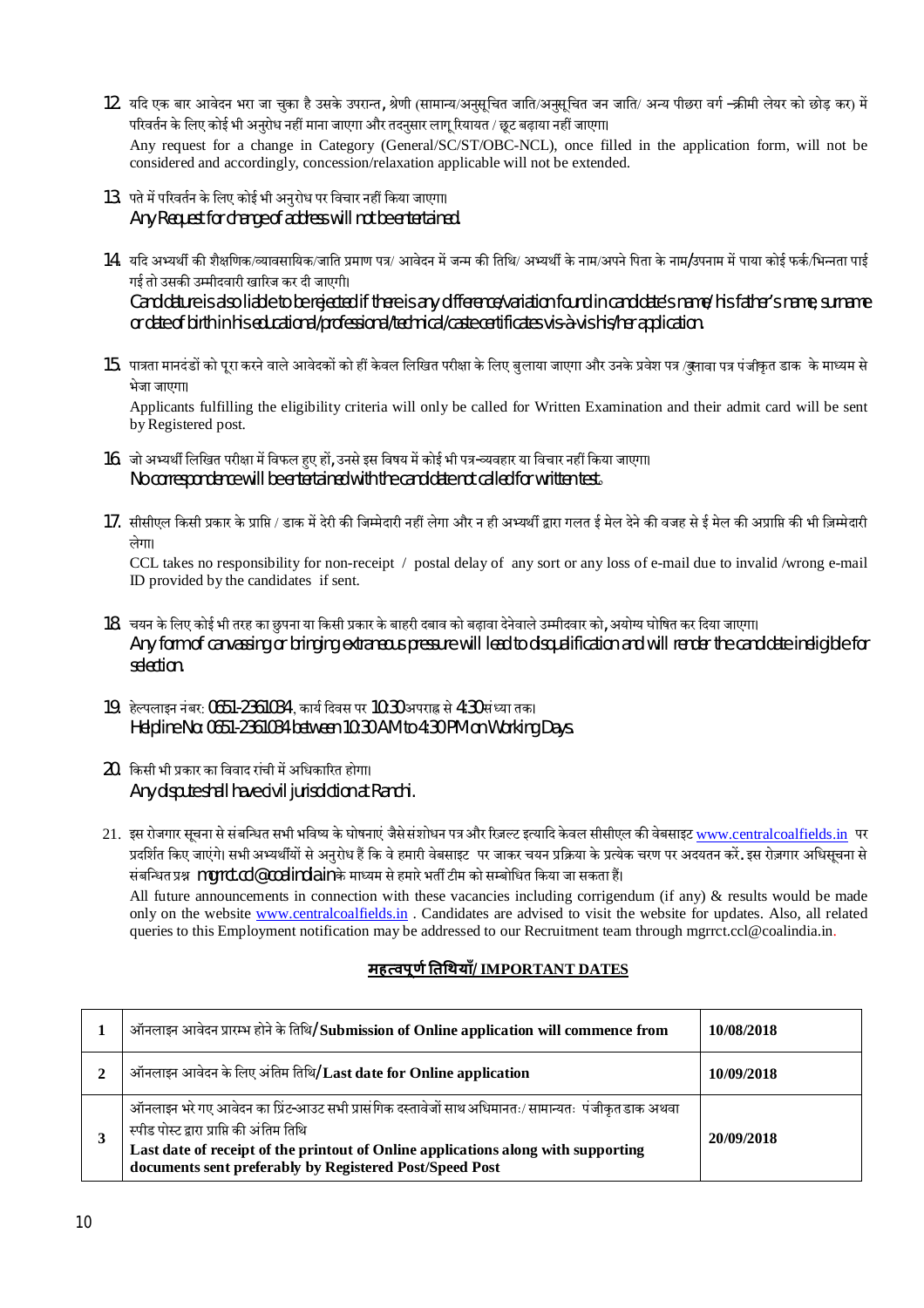12. यदि एक बार आवेदन भरा जा चुका है उसके उपरान्त, श्रेणी (सामान्य/अनुसूचित जाति/अनुसूचित जन जाति/ अन्य पीछरा वर्ग –क्रीमी लेयर को छोड़ कर) में परिवर्तन के लिए कोई भी अनुरोध नहीं माना जाएगा और तदनुसार लागू रियायत / छूट बढ़ाया नहीं जाएगा।
Any request for a change in Category (General/SC/ST/OBC-NCL), once filled in the application form, will not be considered and accordingly, concession/relaxation applicable will not be extended.

13. पते में परिवर्तन के लिए कोई भी अनुरोध पर विचार नहीं किया जाएगा।
Any Request for change of address will not be entertained.

14. यदि अभ्यर्थी की शैक्षणिक/व्यावसायिक/जाति प्रमाण पत्र/ आवेदन में जन्म की तिथि/ अभ्यर्थी के नाम/अपने पिता के नाम/उपनाम में पाया कोई फर्क/भिन्नता पाई गई तो उसकी उम्मीदवारी खारिज कर दी जाएगी।
Candidature is also liable to be rejected if there is any difference/variation found in candidate's name/ his father's name, surname or date of birth in his educational/professional/technical/caste certificates vis-à-vis his/her application.

15. पात्रता मानदंडों को पूरा करने वाले आवेदकों को ही केवल लिखित परीक्षा के लिए बुलाया जाएगा और उनके प्रवेश पत्र /बुलावा पत्र पंजीकृत डाक के माध्यम से भेजा जाएगा।
Applicants fulfilling the eligibility criteria will only be called for Written Examination and their admit card will be sent by Registered post.

16. जो अभ्यर्थी लिखित परीक्षा में विफल हुए हों, उनसे इस विषय में कोई भी पत्र-व्यवहार या विचार नहीं किया जाएगा।
No correspondence will be entertained with the candidate not called for written test.

17. सीसीएल किसी प्रकार के प्राप्ति / डाक में देरी की जिम्मेदारी नहीं लेगा और न ही अभ्यर्थी द्वारा गलत ई मेल देने की वजह से ई मेल की अप्राप्ति की भी ज़िम्मेदारी लेगा।
CCL takes no responsibility for non-receipt / postal delay of any sort or any loss of e-mail due to invalid /wrong e-mail ID provided by the candidates if sent.

18. चयन के लिए कोई भी तरह का छुपना या किसी प्रकार के बाहरी दबाव को बढ़ावा देनेवाले उम्मीदवार को, अयोग्य घोषित कर दिया जाएगा।
Any form of canvassing or bringing extraneous pressure will lead to disqualification and will render the candidate ineligible for selection.

19. हेल्पलाइन नंबर: 0651-2361034, कार्य दिवस पर 10:30 अपराह्न से 4:30 संध्या तक।
Helpline No: 0651-2361034 between 10:30 AM to 4:30 PM on Working Days.

20. किसी भी प्रकार का विवाद रांची में अधिकारित होगा।
Any dispute shall have civil jurisdiction at Ranchi.

21. इस रोजगार सूचना से संबन्धित सभी भविष्य के घोषनाएं जैसे संशोधन पत्र और रिज़ल्ट इत्यादि केवल सीसीएल की वेबसाइट www.centralcoalfields.in पर प्रदर्शित किए जाएंगे। सभी अभ्यर्थियों से अनुरोध हैं कि वे हमारी वेबसाइट पर जाकर चयन प्रक्रिया के प्रत्येक चरण पर अदयतन करें. इस रोज़गार अधिसूचना से संबन्धित प्रश्न mgrrct.ccl@coalindia.in के माध्यम से हमारे भर्ती टीम को सम्बोधित किया जा सकता हैं।
All future announcements in connection with these vacancies including corrigendum (if any) & results would be made only on the website www.centralcoalfields.in . Candidates are advised to visit the website for updates. Also, all related queries to this Employment notification may be addressed to our Recruitment team through mgrrct.ccl@coalindia.in.

## महत्वपूर्ण तिथियाँ/ IMPORTANT DATES

| | | |
|---|---|---|
| 1 | ऑनलाइन आवेदन प्रारम्भ होने के तिथि/**Submission of Online application will commence from** | **10/08/2018** |
| 2 | ऑनलाइन आवेदन के लिए अंतिम तिथि/**Last date for Online application** | **10/09/2018** |
| 3 | ऑनलाइन भरे गए आवेदन का प्रिंट-आउट सभी प्रासंगिक दस्तावेजों साथ अधिमानतः/ सामान्यतः पंजीकृत डाक अथवा स्पीड पोस्ट द्वारा प्राप्ति की अंतिम तिथि **Last date of receipt of the printout of Online applications along with supporting documents sent preferably by Registered Post/Speed Post** | **20/09/2018** |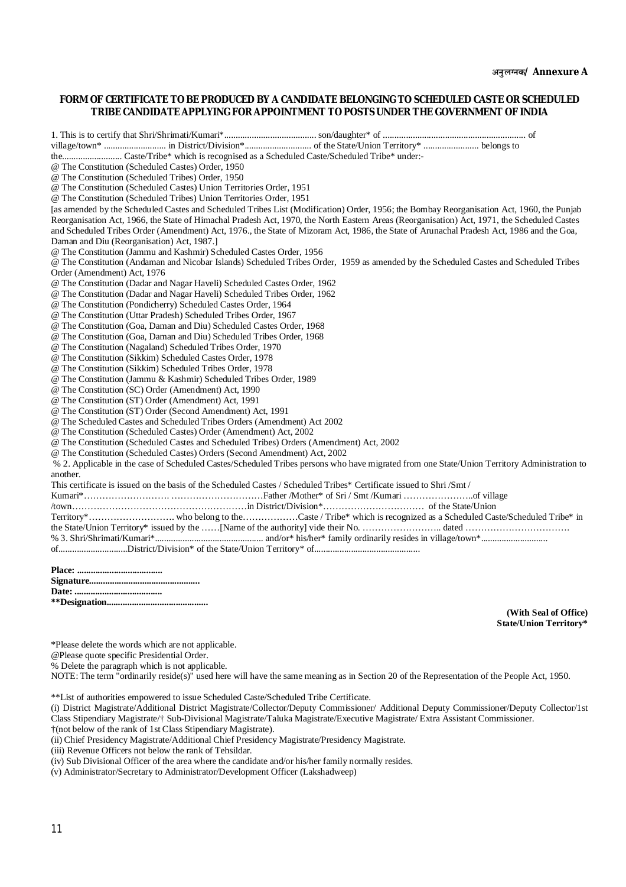अनुलग्नक/ **Annexure A**

**FORM OF CERTIFICATE TO BE PRODUCED BY A CANDIDATE BELONGING TO SCHEDULED CASTE OR SCHEDULED TRIBE CANDIDATE APPLYING FOR APPOINTMENT TO POSTS UNDER THE GOVERNMENT OF INDIA**

1. This is to certify that Shri/Shrimati/Kumari*........................................ son/daughter* of ............................................................. of village/town* ........................... in District/Division*............................ of the State/Union Territory* ........................ belongs to the.......................... Caste/Tribe* which is recognised as a Scheduled Caste/Scheduled Tribe* under:-

@ The Constitution (Scheduled Castes) Order, 1950
@ The Constitution (Scheduled Tribes) Order, 1950
@ The Constitution (Scheduled Castes) Union Territories Order, 1951
@ The Constitution (Scheduled Tribes) Union Territories Order, 1951
[as amended by the Scheduled Castes and Scheduled Tribes List (Modification) Order, 1956; the Bombay Reorganisation Act, 1960, the Punjab Reorganisation Act, 1966, the State of Himachal Pradesh Act, 1970, the North Eastern Areas (Reorganisation) Act, 1971, the Scheduled Castes and Scheduled Tribes Order (Amendment) Act, 1976., the State of Mizoram Act, 1986, the State of Arunachal Pradesh Act, 1986 and the Goa, Daman and Diu (Reorganisation) Act, 1987.]
@ The Constitution (Jammu and Kashmir) Scheduled Castes Order, 1956
@ The Constitution (Andaman and Nicobar Islands) Scheduled Tribes Order, 1959 as amended by the Scheduled Castes and Scheduled Tribes Order (Amendment) Act, 1976
@ The Constitution (Dadar and Nagar Haveli) Scheduled Castes Order, 1962
@ The Constitution (Dadar and Nagar Haveli) Scheduled Tribes Order, 1962
@ The Constitution (Pondicherry) Scheduled Castes Order, 1964
@ The Constitution (Uttar Pradesh) Scheduled Tribes Order, 1967
@ The Constitution (Goa, Daman and Diu) Scheduled Castes Order, 1968
@ The Constitution (Goa, Daman and Diu) Scheduled Tribes Order, 1968
@ The Constitution (Nagaland) Scheduled Tribes Order, 1970
@ The Constitution (Sikkim) Scheduled Castes Order, 1978
@ The Constitution (Sikkim) Scheduled Tribes Order, 1978
@ The Constitution (Jammu & Kashmir) Scheduled Tribes Order, 1989
@ The Constitution (SC) Order (Amendment) Act, 1990
@ The Constitution (ST) Order (Amendment) Act, 1991
@ The Constitution (ST) Order (Second Amendment) Act, 1991
@ The Scheduled Castes and Scheduled Tribes Orders (Amendment) Act 2002
@ The Constitution (Scheduled Castes) Order (Amendment) Act, 2002
@ The Constitution (Scheduled Castes and Scheduled Tribes) Orders (Amendment) Act, 2002
@ The Constitution (Scheduled Castes) Orders (Second Amendment) Act, 2002

% 2. Applicable in the case of Scheduled Castes/Scheduled Tribes persons who have migrated from one State/Union Territory Administration to another.
This certificate is issued on the basis of the Scheduled Castes / Scheduled Tribes* Certificate issued to Shri /Smt / Kumari*………………………. …………………………Father /Mother* of Sri / Smt /Kumari …………………..of village /town…………………………………………………in District/Division*…………………………… of the State/Union Territory*………………………. who belong to the………………Caste / Tribe* which is recognized as a Scheduled Caste/Scheduled Tribe* in the State/Union Territory* issued by the ……[Name of the authority] vide their No. …………………….. dated ……………………………

% 3. Shri/Shrimati/Kumari*.............................................. and/or* his/her* family ordinarily resides in village/town*............................ of.............................District/Division* of the State/Union Territory* of.............................................

**Place: ....................................**
**Signature................................................**
**Date: .....................................**
****Designation...........................................**

**(With Seal of Office)**
**State/Union Territory***

*Please delete the words which are not applicable.
@Please quote specific Presidential Order.
% Delete the paragraph which is not applicable.
NOTE: The term "ordinarily reside(s)" used here will have the same meaning as in Section 20 of the Representation of the People Act, 1950.

**List of authorities empowered to issue Scheduled Caste/Scheduled Tribe Certificate.
(i) District Magistrate/Additional District Magistrate/Collector/Deputy Commissioner/ Additional Deputy Commissioner/Deputy Collector/1st Class Stipendiary Magistrate/† Sub-Divisional Magistrate/Taluka Magistrate/Executive Magistrate/ Extra Assistant Commissioner.
†(not below of the rank of 1st Class Stipendiary Magistrate).
(ii) Chief Presidency Magistrate/Additional Chief Presidency Magistrate/Presidency Magistrate.
(iii) Revenue Officers not below the rank of Tehsildar.
(iv) Sub Divisional Officer of the area where the candidate and/or his/her family normally resides.
(v) Administrator/Secretary to Administrator/Development Officer (Lakshadweep)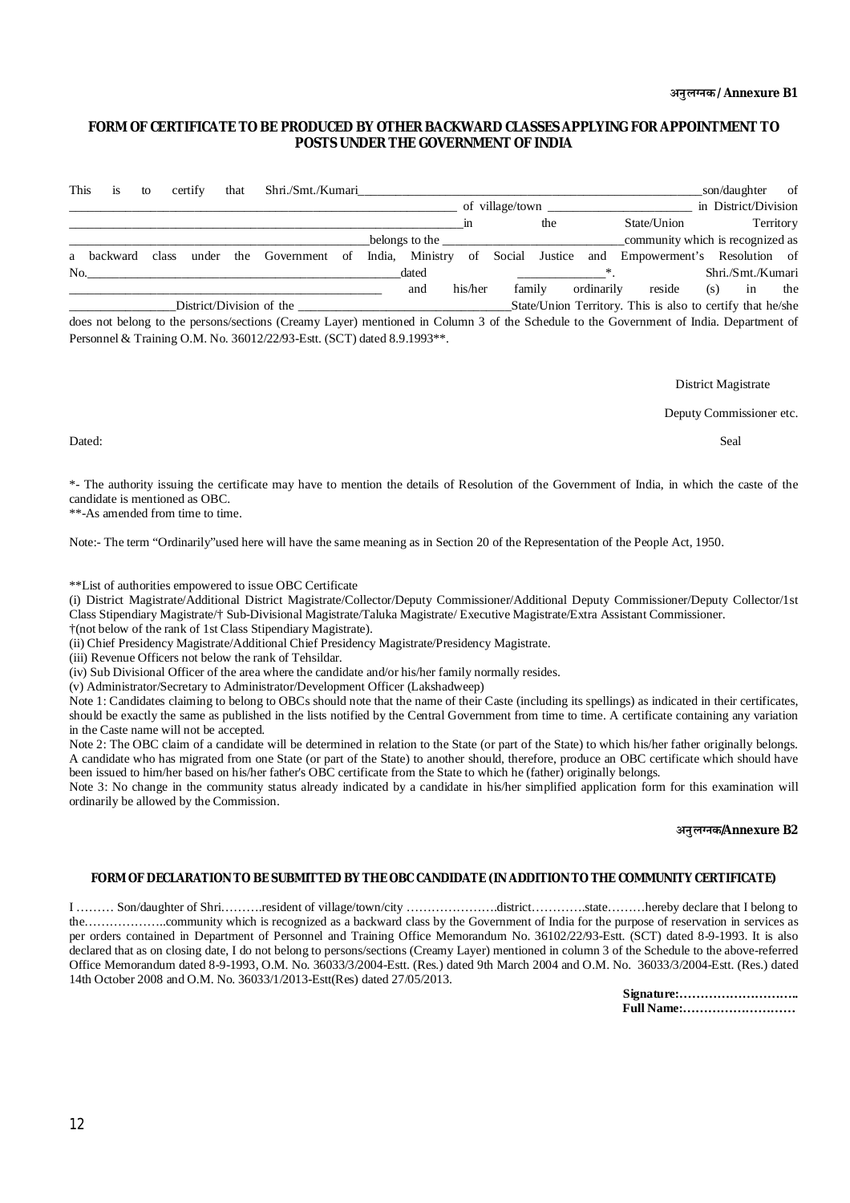अनुलग्नक / Annexure B1

## FORM OF CERTIFICATE TO BE PRODUCED BY OTHER BACKWARD CLASSES APPLYING FOR APPOINTMENT TO POSTS UNDER THE GOVERNMENT OF INDIA

This is to certify that Shri./Smt./Kumari____________________________________________son/daughter of ______________________________________________ of village/town ___________________ in District/Division ______________________________________________in the State/Union Territory ______________________________________belongs to the __________________________community which is recognized as a backward class under the Government of India, Ministry of Social Justice and Empowerment's Resolution of No.______________________________________dated _____________*. Shri./Smt./Kumari ______________________________________ and his/her family ordinarily reside (s) in the ______________District/Division of the ___________________________State/Union Territory. This is also to certify that he/she does not belong to the persons/sections (Creamy Layer) mentioned in Column 3 of the Schedule to the Government of India. Department of Personnel & Training O.M. No. 36012/22/93-Estt. (SCT) dated 8.9.1993**.

District Magistrate

Deputy Commissioner etc.

Dated:

Seal

*- The authority issuing the certificate may have to mention the details of Resolution of the Government of India, in which the caste of the candidate is mentioned as OBC.

**-As amended from time to time.

Note:- The term "Ordinarily"used here will have the same meaning as in Section 20 of the Representation of the People Act, 1950.

**List of authorities empowered to issue OBC Certificate

(i) District Magistrate/Additional District Magistrate/Collector/Deputy Commissioner/Additional Deputy Commissioner/Deputy Collector/1st Class Stipendiary Magistrate/† Sub-Divisional Magistrate/Taluka Magistrate/ Executive Magistrate/Extra Assistant Commissioner.

†(not below of the rank of 1st Class Stipendiary Magistrate).

(ii) Chief Presidency Magistrate/Additional Chief Presidency Magistrate/Presidency Magistrate.

(iii) Revenue Officers not below the rank of Tehsildar.

(iv) Sub Divisional Officer of the area where the candidate and/or his/her family normally resides.

(v) Administrator/Secretary to Administrator/Development Officer (Lakshadweep)

Note 1: Candidates claiming to belong to OBCs should note that the name of their Caste (including its spellings) as indicated in their certificates, should be exactly the same as published in the lists notified by the Central Government from time to time. A certificate containing any variation in the Caste name will not be accepted.

Note 2: The OBC claim of a candidate will be determined in relation to the State (or part of the State) to which his/her father originally belongs. A candidate who has migrated from one State (or part of the State) to another should, therefore, produce an OBC certificate which should have been issued to him/her based on his/her father's OBC certificate from the State to which he (father) originally belongs.

Note 3: No change in the community status already indicated by a candidate in his/her simplified application form for this examination will ordinarily be allowed by the Commission.

अनुलग्नक/Annexure B2

## FORM OF DECLARATION TO BE SUBMITTED BY THE OBC CANDIDATE (IN ADDITION TO THE COMMUNITY CERTIFICATE)

I ……… Son/daughter of Shri……….resident of village/town/city ………………….district………….state………hereby declare that I belong to the………………..community which is recognized as a backward class by the Government of India for the purpose of reservation in services as per orders contained in Department of Personnel and Training Office Memorandum No. 36102/22/93-Estt. (SCT) dated 8-9-1993. It is also declared that as on closing date, I do not belong to persons/sections (Creamy Layer) mentioned in column 3 of the Schedule to the above-referred Office Memorandum dated 8-9-1993, O.M. No. 36033/3/2004-Estt. (Res.) dated 9th March 2004 and O.M. No. 36033/3/2004-Estt. (Res.) dated 14th October 2008 and O.M. No. 36033/1/2013-Estt(Res) dated 27/05/2013.

**Signature:………………………..**

**Full Name:………………………**